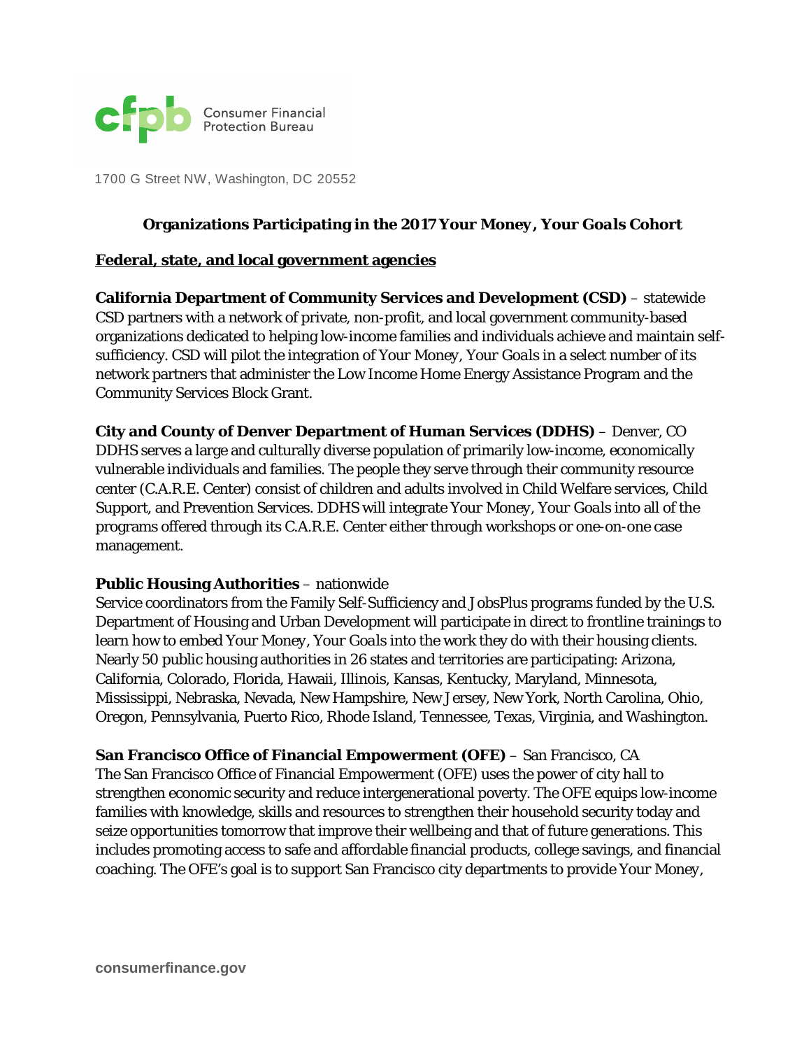Consumer Financial Protection Bureau

1700 G Street NW, Washington, DC 20552

## Organizations Participating in the 2017 *Your Money, Your Goals* Cohort

### Federal, state, and local government agencies

**California Department of Community Services and Development (CSD)** – statewide
CSD partners with a network of private, non-profit, and local government community-based organizations dedicated to helping low-income families and individuals achieve and maintain self-sufficiency. CSD will pilot the integration of *Your Money, Your Goals* in a select number of its network partners that administer the Low Income Home Energy Assistance Program and the Community Services Block Grant.

**City and County of Denver Department of Human Services (DDHS)** – Denver, CO
DDHS serves a large and culturally diverse population of primarily low-income, economically vulnerable individuals and families. The people they serve through their community resource center (C.A.R.E. Center) consist of children and adults involved in Child Welfare services, Child Support, and Prevention Services. DDHS will integrate *Your Money, Your Goals* into all of the programs offered through its C.A.R.E. Center either through workshops or one-on-one case management.

**Public Housing Authorities** – nationwide
Service coordinators from the Family Self-Sufficiency and JobsPlus programs funded by the U.S. Department of Housing and Urban Development will participate in direct to frontline trainings to learn how to embed *Your Money, Your Goals* into the work they do with their housing clients. Nearly 50 public housing authorities in 26 states and territories are participating: Arizona, California, Colorado, Florida, Hawaii, Illinois, Kansas, Kentucky, Maryland, Minnesota, Mississippi, Nebraska, Nevada, New Hampshire, New Jersey, New York, North Carolina, Ohio, Oregon, Pennsylvania, Puerto Rico, Rhode Island, Tennessee, Texas, Virginia, and Washington.

**San Francisco Office of Financial Empowerment (OFE)** – San Francisco, CA
The San Francisco Office of Financial Empowerment (OFE) uses the power of city hall to strengthen economic security and reduce intergenerational poverty. The OFE equips low-income families with knowledge, skills and resources to strengthen their household security today and seize opportunities tomorrow that improve their wellbeing and that of future generations. This includes promoting access to safe and affordable financial products, college savings, and financial coaching. The OFE's goal is to support San Francisco city departments to provide *Your Money,*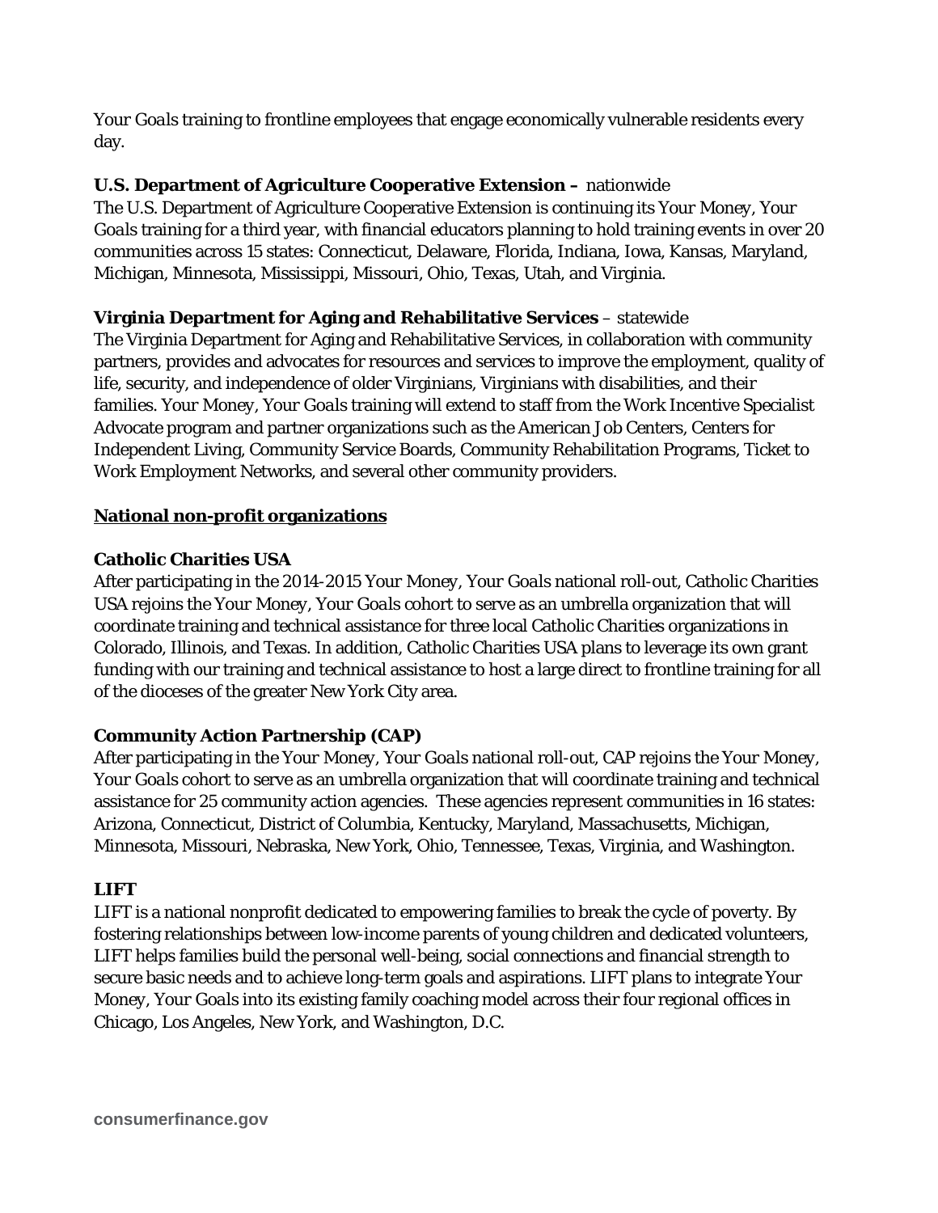*Your Goals* training to frontline employees that engage economically vulnerable residents every day.

**U.S. Department of Agriculture Cooperative Extension –** nationwide
The U.S. Department of Agriculture Cooperative Extension is continuing its *Your Money, Your Goals* training for a third year, with financial educators planning to hold training events in over 20 communities across 15 states: Connecticut, Delaware, Florida, Indiana, Iowa, Kansas, Maryland, Michigan, Minnesota, Mississippi, Missouri, Ohio, Texas, Utah, and Virginia.

**Virginia Department for Aging and Rehabilitative Services** – statewide
The Virginia Department for Aging and Rehabilitative Services, in collaboration with community partners, provides and advocates for resources and services to improve the employment, quality of life, security, and independence of older Virginians, Virginians with disabilities, and their families. *Your Money, Your Goals* training will extend to staff from the Work Incentive Specialist Advocate program and partner organizations such as the American Job Centers, Centers for Independent Living, Community Service Boards, Community Rehabilitation Programs, Ticket to Work Employment Networks, and several other community providers.

## **National non-profit organizations**

**Catholic Charities USA**
After participating in the 2014-2015 *Your Money, Your Goals* national roll-out, Catholic Charities USA rejoins the *Your Money, Your Goals* cohort to serve as an umbrella organization that will coordinate training and technical assistance for three local Catholic Charities organizations in Colorado, Illinois, and Texas. In addition, Catholic Charities USA plans to leverage its own grant funding with our training and technical assistance to host a large direct to frontline training for all of the dioceses of the greater New York City area.

**Community Action Partnership (CAP)**
After participating in the *Your Money, Your Goals* national roll-out, CAP rejoins the *Your Money, Your Goals* cohort to serve as an umbrella organization that will coordinate training and technical assistance for 25 community action agencies. These agencies represent communities in 16 states: Arizona, Connecticut, District of Columbia, Kentucky, Maryland, Massachusetts, Michigan, Minnesota, Missouri, Nebraska, New York, Ohio, Tennessee, Texas, Virginia, and Washington.

**LIFT**
LIFT is a national nonprofit dedicated to empowering families to break the cycle of poverty. By fostering relationships between low-income parents of young children and dedicated volunteers, LIFT helps families build the personal well-being, social connections and financial strength to secure basic needs and to achieve long-term goals and aspirations. LIFT plans to integrate *Your Money, Your Goals* into its existing family coaching model across their four regional offices in Chicago, Los Angeles, New York, and Washington, D.C.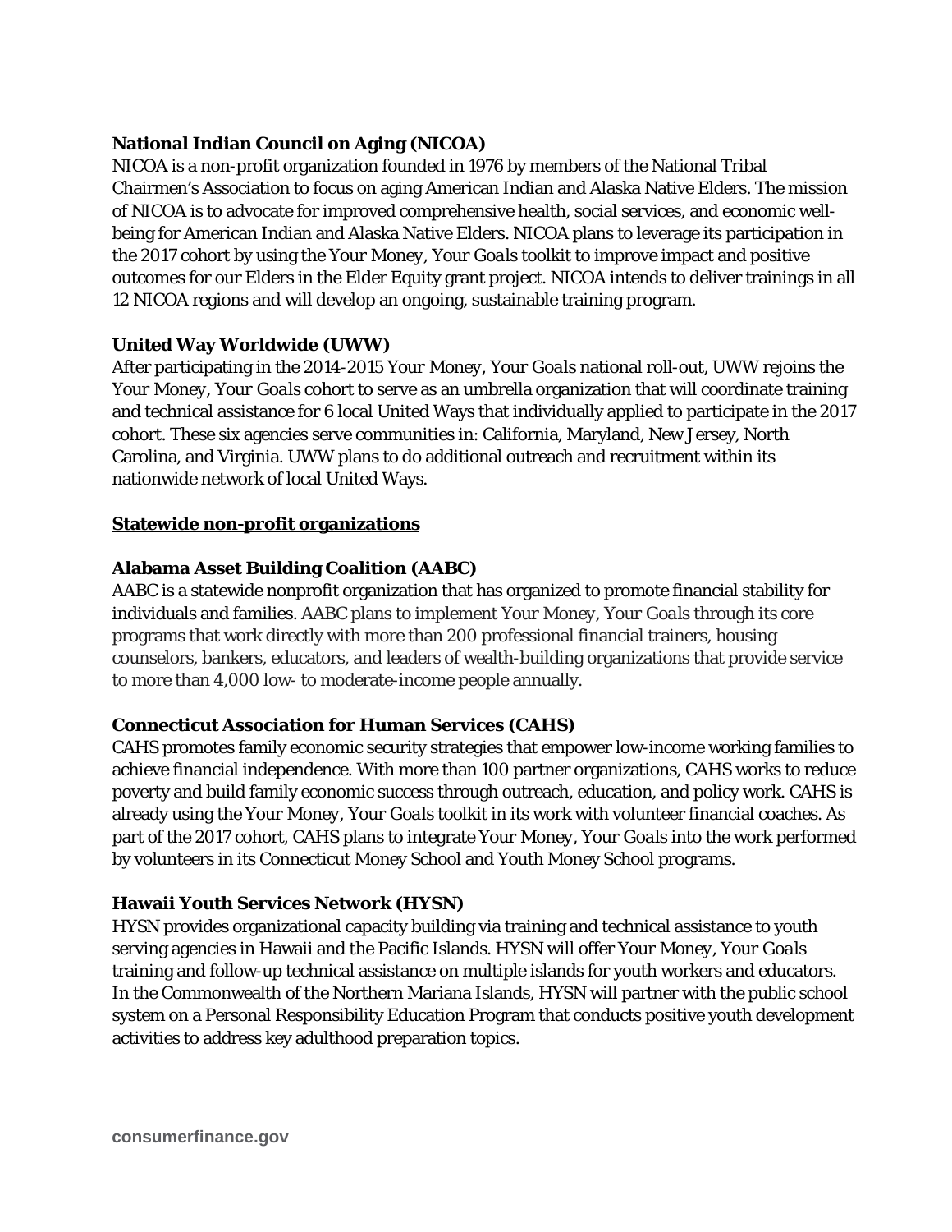**National Indian Council on Aging (NICOA)**

NICOA is a non-profit organization founded in 1976 by members of the National Tribal Chairmen's Association to focus on aging American Indian and Alaska Native Elders. The mission of NICOA is to advocate for improved comprehensive health, social services, and economic well-being for American Indian and Alaska Native Elders. NICOA plans to leverage its participation in the 2017 cohort by using the *Your Money, Your Goals* toolkit to improve impact and positive outcomes for our Elders in the Elder Equity grant project. NICOA intends to deliver trainings in all 12 NICOA regions and will develop an ongoing, sustainable training program.

**United Way Worldwide (UWW)**

After participating in the 2014-2015 *Your Money, Your Goals* national roll-out, UWW rejoins the *Your Money, Your Goals* cohort to serve as an umbrella organization that will coordinate training and technical assistance for 6 local United Ways that individually applied to participate in the 2017 cohort. These six agencies serve communities in: California, Maryland, New Jersey, North Carolina, and Virginia. UWW plans to do additional outreach and recruitment within its nationwide network of local United Ways.

**<u>Statewide non-profit organizations</u>**

**Alabama Asset Building Coalition (AABC)**

AABC is a statewide nonprofit organization that has organized to promote financial stability for individuals and families. AABC plans to implement *Your Money, Your Goals* through its core programs that work directly with more than 200 professional financial trainers, housing counselors, bankers, educators, and leaders of wealth-building organizations that provide service to more than 4,000 low- to moderate-income people annually.

**Connecticut Association for Human Services (CAHS)**

CAHS promotes family economic security strategies that empower low-income working families to achieve financial independence. With more than 100 partner organizations, CAHS works to reduce poverty and build family economic success through outreach, education, and policy work. CAHS is already using the *Your Money, Your Goals* toolkit in its work with volunteer financial coaches. As part of the 2017 cohort, CAHS plans to integrate *Your Money, Your Goals* into the work performed by volunteers in its Connecticut Money School and Youth Money School programs.

**Hawaii Youth Services Network (HYSN)**

HYSN provides organizational capacity building via training and technical assistance to youth serving agencies in Hawaii and the Pacific Islands. HYSN will offer *Your Money, Your Goals* training and follow-up technical assistance on multiple islands for youth workers and educators. In the Commonwealth of the Northern Mariana Islands, HYSN will partner with the public school system on a Personal Responsibility Education Program that conducts positive youth development activities to address key adulthood preparation topics.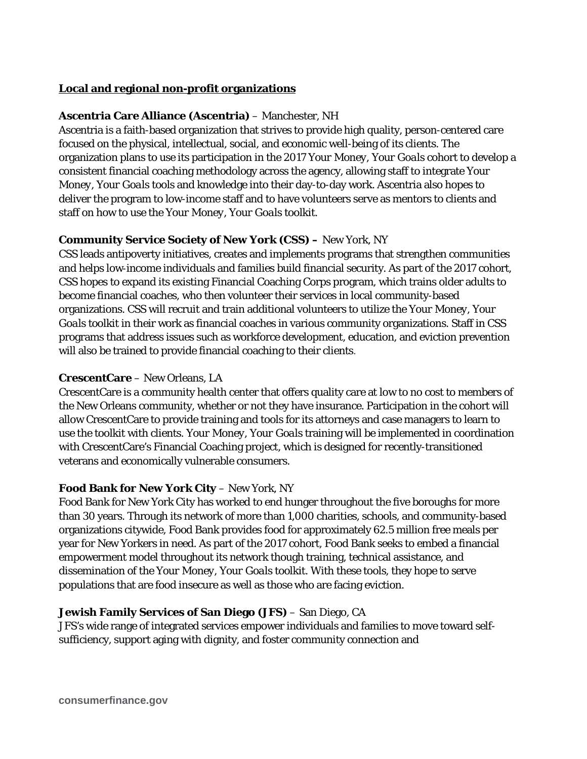**Local and regional non-profit organizations**

**Ascentria Care Alliance (Ascentria)** – Manchester, NH
Ascentria is a faith-based organization that strives to provide high quality, person-centered care focused on the physical, intellectual, social, and economic well-being of its clients. The organization plans to use its participation in the 2017 *Your Money, Your Goals* cohort to develop a consistent financial coaching methodology across the agency, allowing staff to integrate *Your Money, Your Goals* tools and knowledge into their day-to-day work. Ascentria also hopes to deliver the program to low-income staff and to have volunteers serve as mentors to clients and staff on how to use the *Your Money, Your Goals* toolkit.

**Community Service Society of New York (CSS) –** New York, NY
CSS leads antipoverty initiatives, creates and implements programs that strengthen communities and helps low-income individuals and families build financial security. As part of the 2017 cohort, CSS hopes to expand its existing Financial Coaching Corps program, which trains older adults to become financial coaches, who then volunteer their services in local community-based organizations. CSS will recruit and train additional volunteers to utilize the *Your Money, Your Goals* toolkit in their work as financial coaches in various community organizations. Staff in CSS programs that address issues such as workforce development, education, and eviction prevention will also be trained to provide financial coaching to their clients.

**CrescentCare** – New Orleans, LA
CrescentCare is a community health center that offers quality care at low to no cost to members of the New Orleans community, whether or not they have insurance. Participation in the cohort will allow CrescentCare to provide training and tools for its attorneys and case managers to learn to use the toolkit with clients. *Your Money, Your Goals* training will be implemented in coordination with CrescentCare's Financial Coaching project, which is designed for recently-transitioned veterans and economically vulnerable consumers.

**Food Bank for New York City** – New York, NY
Food Bank for New York City has worked to end hunger throughout the five boroughs for more than 30 years. Through its network of more than 1,000 charities, schools, and community-based organizations citywide, Food Bank provides food for approximately 62.5 million free meals per year for New Yorkers in need. As part of the 2017 cohort, Food Bank seeks to embed a financial empowerment model throughout its network though training, technical assistance, and dissemination of the *Your Money, Your Goals* toolkit. With these tools, they hope to serve populations that are food insecure as well as those who are facing eviction.

**Jewish Family Services of San Diego (JFS)** – San Diego, CA
JFS's wide range of integrated services empower individuals and families to move toward self-sufficiency, support aging with dignity, and foster community connection and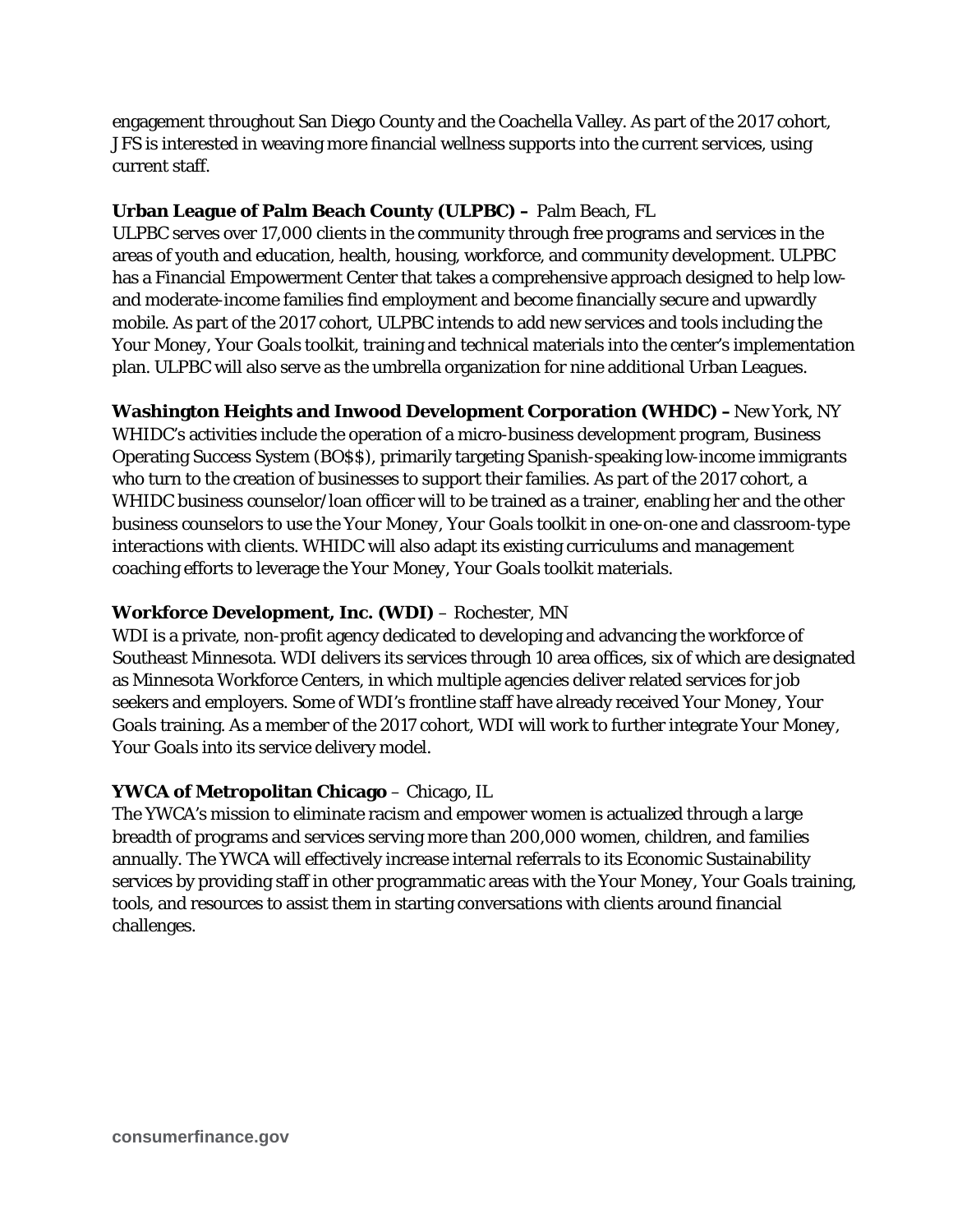engagement throughout San Diego County and the Coachella Valley. As part of the 2017 cohort, JFS is interested in weaving more financial wellness supports into the current services, using current staff.

**Urban League of Palm Beach County (ULPBC) –** Palm Beach, FL
ULPBC serves over 17,000 clients in the community through free programs and services in the areas of youth and education, health, housing, workforce, and community development. ULPBC has a Financial Empowerment Center that takes a comprehensive approach designed to help low- and moderate-income families find employment and become financially secure and upwardly mobile. As part of the 2017 cohort, ULPBC intends to add new services and tools including the *Your Money, Your Goals* toolkit, training and technical materials into the center's implementation plan. ULPBC will also serve as the umbrella organization for nine additional Urban Leagues.

**Washington Heights and Inwood Development Corporation (WHDC) –** New York, NY
WHIDC's activities include the operation of a micro-business development program, Business Operating Success System (BO$$), primarily targeting Spanish-speaking low-income immigrants who turn to the creation of businesses to support their families. As part of the 2017 cohort, a WHIDC business counselor/loan officer will to be trained as a trainer, enabling her and the other business counselors to use the *Your Money, Your Goals* toolkit in one-on-one and classroom-type interactions with clients. WHIDC will also adapt its existing curriculums and management coaching efforts to leverage the *Your Money, Your Goals* toolkit materials.

**Workforce Development, Inc. (WDI)** – Rochester, MN
WDI is a private, non-profit agency dedicated to developing and advancing the workforce of Southeast Minnesota. WDI delivers its services through 10 area offices, six of which are designated as Minnesota Workforce Centers, in which multiple agencies deliver related services for job seekers and employers. Some of WDI's frontline staff have already received *Your Money, Your Goals* training. As a member of the 2017 cohort, WDI will work to further integrate *Your Money, Your Goals* into its service delivery model.

**YWCA of Metropolitan Chicago** – Chicago, IL
The YWCA's mission to eliminate racism and empower women is actualized through a large breadth of programs and services serving more than 200,000 women, children, and families annually. The YWCA will effectively increase internal referrals to its Economic Sustainability services by providing staff in other programmatic areas with the *Your Money, Your Goals* training, tools, and resources to assist them in starting conversations with clients around financial challenges.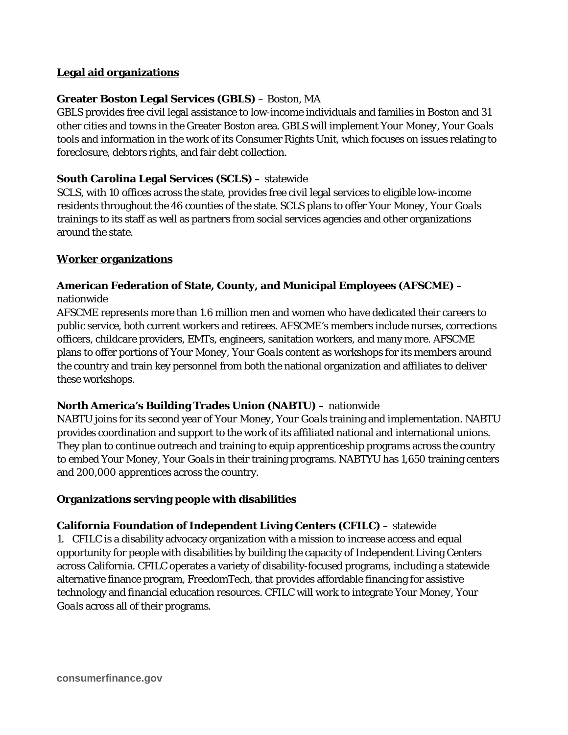**Legal aid organizations**

**Greater Boston Legal Services (GBLS)** – Boston, MA

GBLS provides free civil legal assistance to low-income individuals and families in Boston and 31 other cities and towns in the Greater Boston area. GBLS will implement *Your Money, Your Goals* tools and information in the work of its Consumer Rights Unit, which focuses on issues relating to foreclosure, debtors rights, and fair debt collection.

**South Carolina Legal Services (SCLS) –** statewide

SCLS, with 10 offices across the state, provides free civil legal services to eligible low-income residents throughout the 46 counties of the state. SCLS plans to offer *Your Money, Your Goals* trainings to its staff as well as partners from social services agencies and other organizations around the state.

**Worker organizations**

**American Federation of State, County, and Municipal Employees (AFSCME)** – nationwide

AFSCME represents more than 1.6 million men and women who have dedicated their careers to public service, both current workers and retirees. AFSCME's members include nurses, corrections officers, childcare providers, EMTs, engineers, sanitation workers, and many more. AFSCME plans to offer portions of *Your Money, Your Goals* content as workshops for its members around the country and train key personnel from both the national organization and affiliates to deliver these workshops.

**North America's Building Trades Union (NABTU) –** nationwide

NABTU joins for its second year of *Your Money, Your Goals* training and implementation. NABTU provides coordination and support to the work of its affiliated national and international unions. They plan to continue outreach and training to equip apprenticeship programs across the country to embed *Your Money, Your Goals* in their training programs. NABTYU has 1,650 training centers and 200,000 apprentices across the country.

**Organizations serving people with disabilities**

**California Foundation of Independent Living Centers (CFILC) –** statewide

1. CFILC is a disability advocacy organization with a mission to increase access and equal opportunity for people with disabilities by building the capacity of Independent Living Centers across California. CFILC operates a variety of disability-focused programs, including a statewide alternative finance program, FreedomTech, that provides affordable financing for assistive technology and financial education resources. CFILC will work to integrate *Your Money, Your Goals* across all of their programs.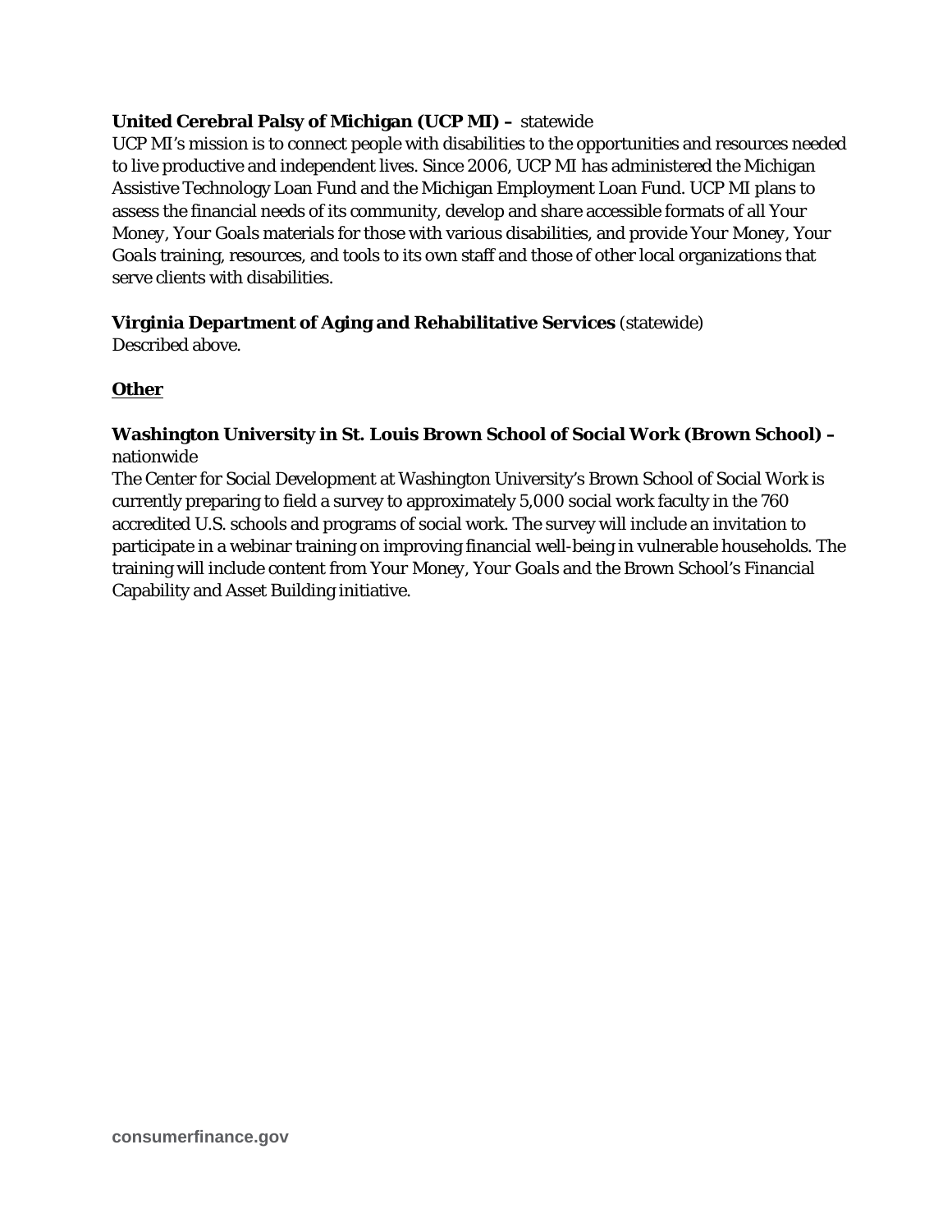**United Cerebral Palsy of Michigan (UCP MI) –** statewide

UCP MI's mission is to connect people with disabilities to the opportunities and resources needed to live productive and independent lives. Since 2006, UCP MI has administered the Michigan Assistive Technology Loan Fund and the Michigan Employment Loan Fund. UCP MI plans to assess the financial needs of its community, develop and share accessible formats of all *Your Money, Your Goals* materials for those with various disabilities, and provide *Your Money, Your Goals* training, resources, and tools to its own staff and those of other local organizations that serve clients with disabilities.

**Virginia Department of Aging and Rehabilitative Services** (statewide)

Described above.

## Other

**Washington University in St. Louis Brown School of Social Work (Brown School) –** nationwide

The Center for Social Development at Washington University's Brown School of Social Work is currently preparing to field a survey to approximately 5,000 social work faculty in the 760 accredited U.S. schools and programs of social work. The survey will include an invitation to participate in a webinar training on improving financial well-being in vulnerable households. The training will include content from *Your Money, Your Goals* and the Brown School's Financial Capability and Asset Building initiative.